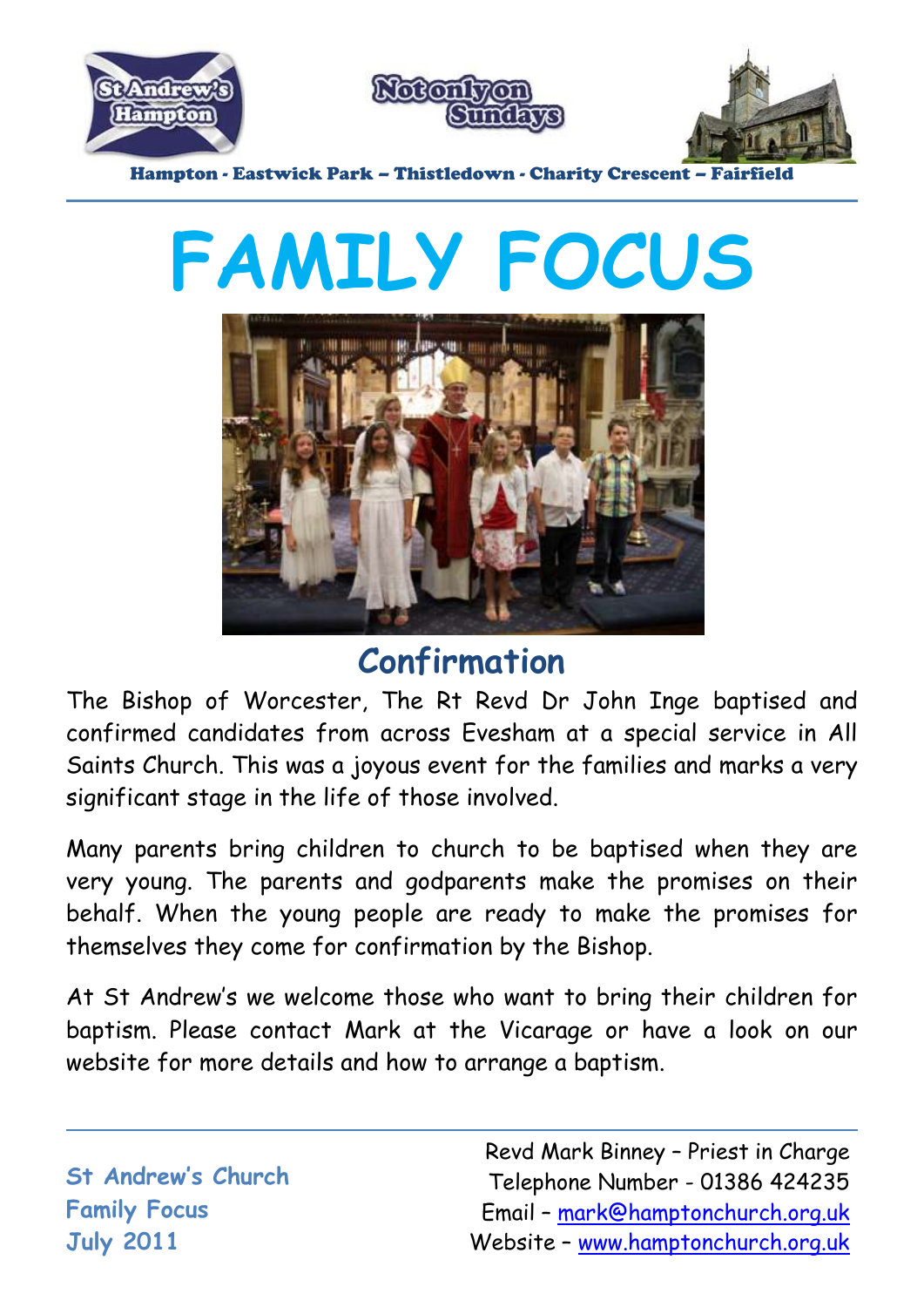Hampton - Eastwick Park – Thistledown - Charity Crescent – Fairfield

# FAMILY FOCUS

## Confirmation

The Bishop of Worcester, The Rt Revd Dr John Inge baptised and confirmed candidates from across Evesham at a special service in All Saints Church. This was a joyous event for the families and marks a very significant stage in the life of those involved.

Many parents bring children to church to be baptised when they are very young. The parents and godparents make the promises on their behalf. When the young people are ready to make the promises for themselves they come for confirmation by the Bishop.

At St Andrew's we welcome those who want to bring their children for baptism. Please contact Mark at the Vicarage or have a look on our website for more details and how to arrange a baptism.

---

**St Andrew's Church**
**Family Focus**
**July 2011**

Revd Mark Binney – Priest in Charge
Telephone Number - 01386 424235
Email – mark@hamptonchurch.org.uk
Website – www.hamptonchurch.org.uk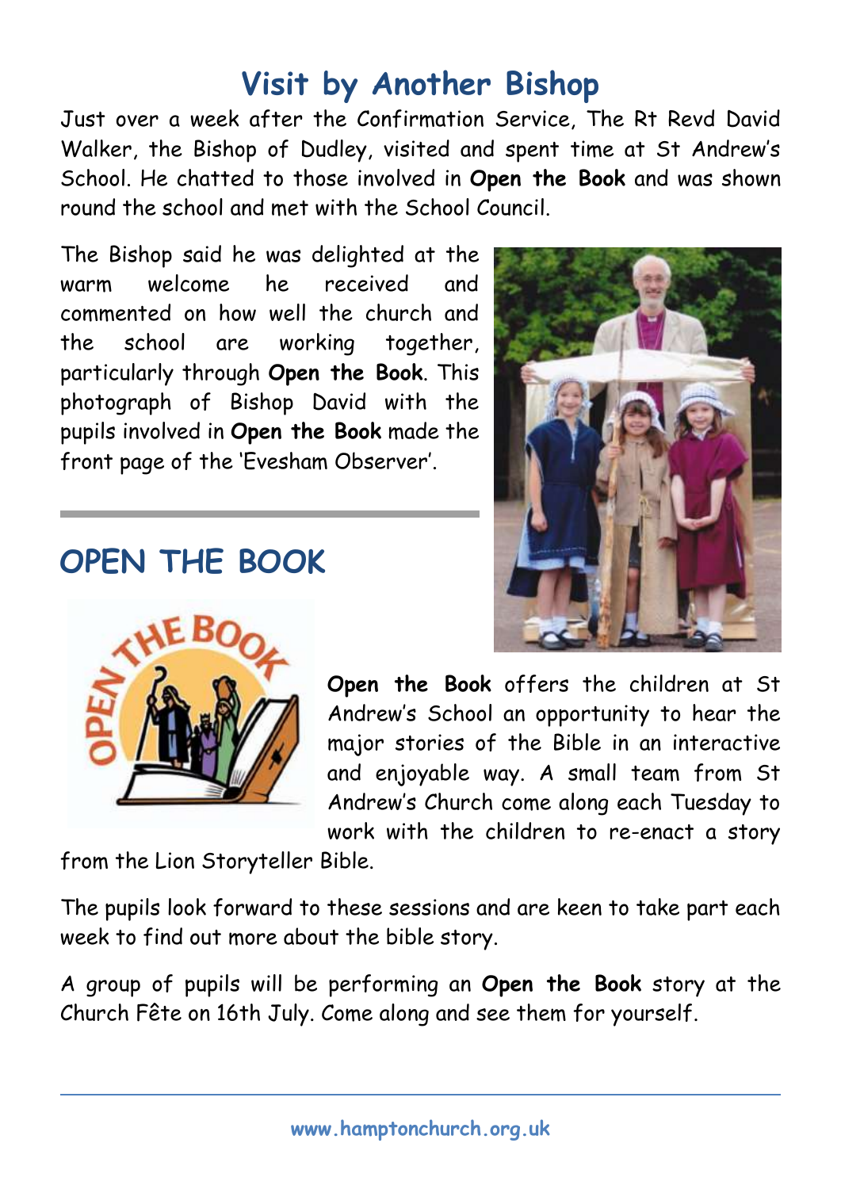# Visit by Another Bishop

Just over a week after the Confirmation Service, The Rt Revd David Walker, the Bishop of Dudley, visited and spent time at St Andrew's School. He chatted to those involved in **Open the Book** and was shown round the school and met with the School Council.

The Bishop said he was delighted at the warm welcome he received and commented on how well the church and the school are working together, particularly through **Open the Book**. This photograph of Bishop David with the pupils involved in **Open the Book** made the front page of the 'Evesham Observer'.

## OPEN THE BOOK

**Open the Book** offers the children at St Andrew's School an opportunity to hear the major stories of the Bible in an interactive and enjoyable way. A small team from St Andrew's Church come along each Tuesday to work with the children to re-enact a story from the Lion Storyteller Bible.

The pupils look forward to these sessions and are keen to take part each week to find out more about the bible story.

A group of pupils will be performing an **Open the Book** story at the Church Fête on 16th July. Come along and see them for yourself.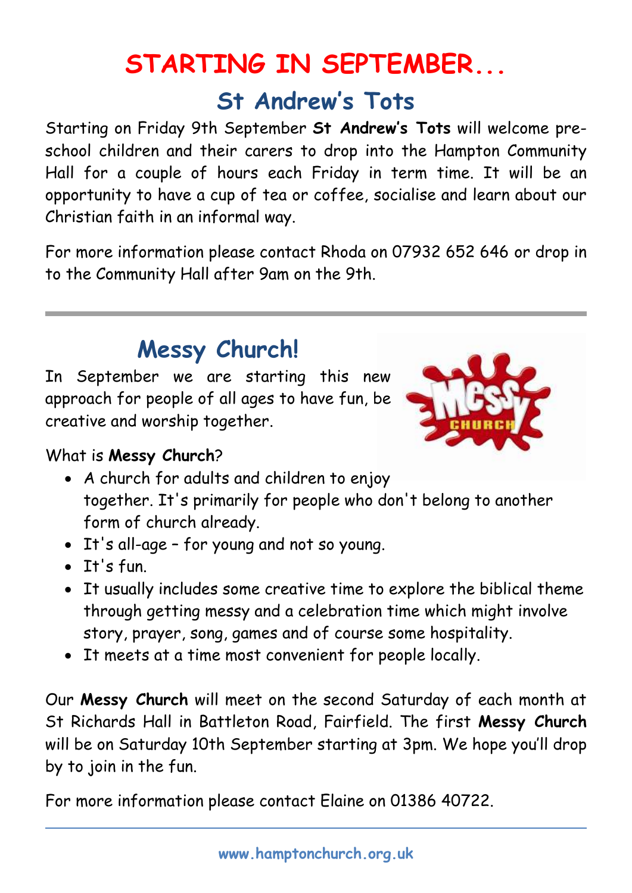# STARTING IN SEPTEMBER...

## St Andrew's Tots

Starting on Friday 9th September **St Andrew's Tots** will welcome pre-school children and their carers to drop into the Hampton Community Hall for a couple of hours each Friday in term time. It will be an opportunity to have a cup of tea or coffee, socialise and learn about our Christian faith in an informal way.

For more information please contact Rhoda on 07932 652 646 or drop in to the Community Hall after 9am on the 9th.

---

## Messy Church!

In September we are starting this new approach for people of all ages to have fun, be creative and worship together.

What is **Messy Church**?

- A church for adults and children to enjoy together. It's primarily for people who don't belong to another form of church already.
- It's all-age – for young and not so young.
- It's fun.
- It usually includes some creative time to explore the biblical theme through getting messy and a celebration time which might involve story, prayer, song, games and of course some hospitality.
- It meets at a time most convenient for people locally.

Our **Messy Church** will meet on the second Saturday of each month at St Richards Hall in Battleton Road, Fairfield. The first **Messy Church** will be on Saturday 10th September starting at 3pm. We hope you'll drop by to join in the fun.

For more information please contact Elaine on 01386 40722.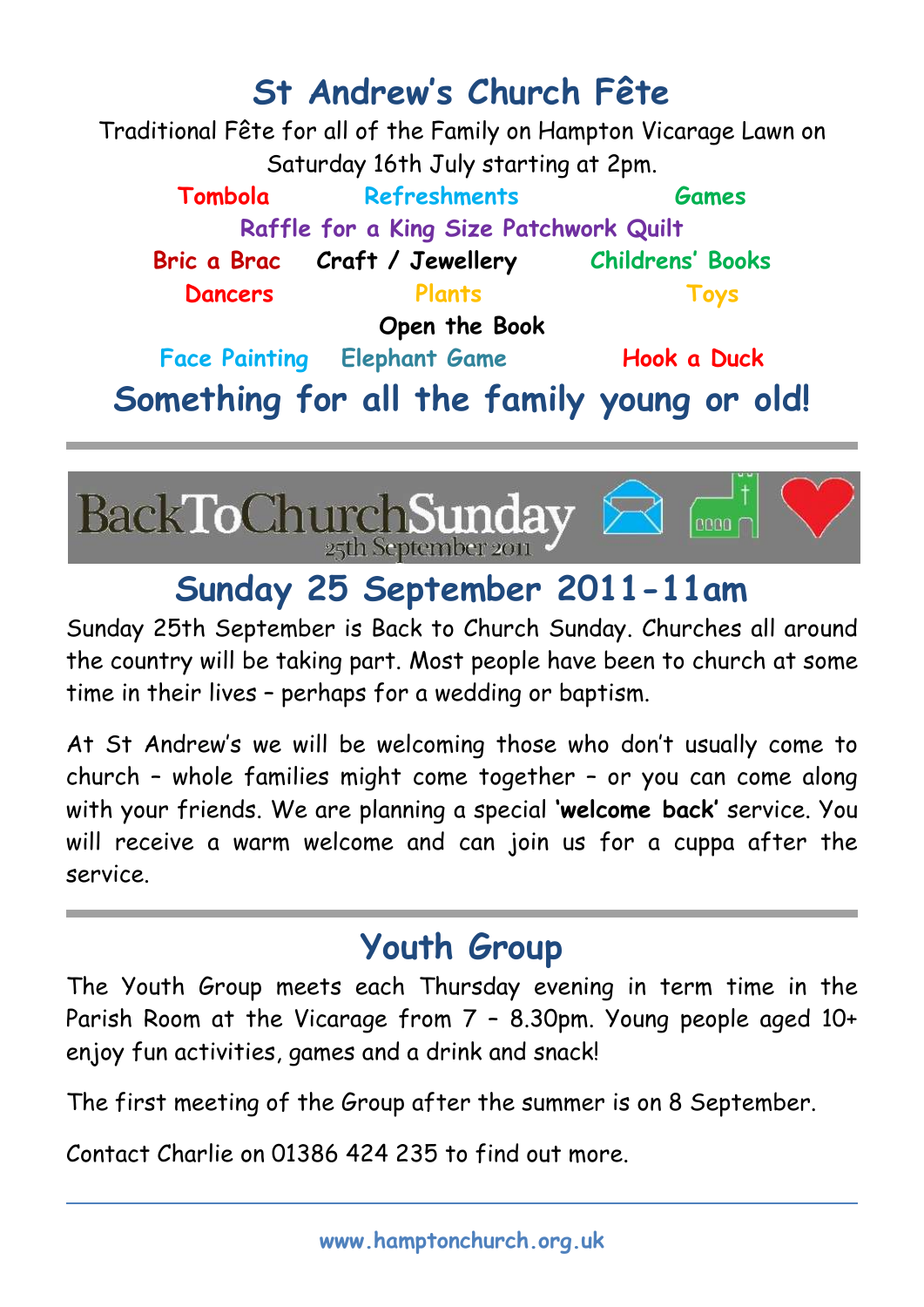# St Andrew's Church Fête

Traditional Fête for all of the Family on Hampton Vicarage Lawn on Saturday 16th July starting at 2pm.

**Tombola** **Refreshments** **Games**

**Raffle for a King Size Patchwork Quilt**

**Bric a Brac** **Craft / Jewellery** **Childrens' Books**

**Dancers** **Plants** **Toys**

**Open the Book**

**Face Painting** **Elephant Game** **Hook a Duck**

## Something for all the family young or old!

---

BackToChurchSunday
25th September 2011

## Sunday 25 September 2011-11am

Sunday 25th September is Back to Church Sunday. Churches all around the country will be taking part. Most people have been to church at some time in their lives – perhaps for a wedding or baptism.

At St Andrew's we will be welcoming those who don't usually come to church – whole families might come together – or you can come along with your friends. We are planning a special **'welcome back'** service. You will receive a warm welcome and can join us for a cuppa after the service.

---

## Youth Group

The Youth Group meets each Thursday evening in term time in the Parish Room at the Vicarage from 7 – 8.30pm. Young people aged 10+ enjoy fun activities, games and a drink and snack!

The first meeting of the Group after the summer is on 8 September.

Contact Charlie on 01386 424 235 to find out more.

---

www.hamptonchurch.org.uk